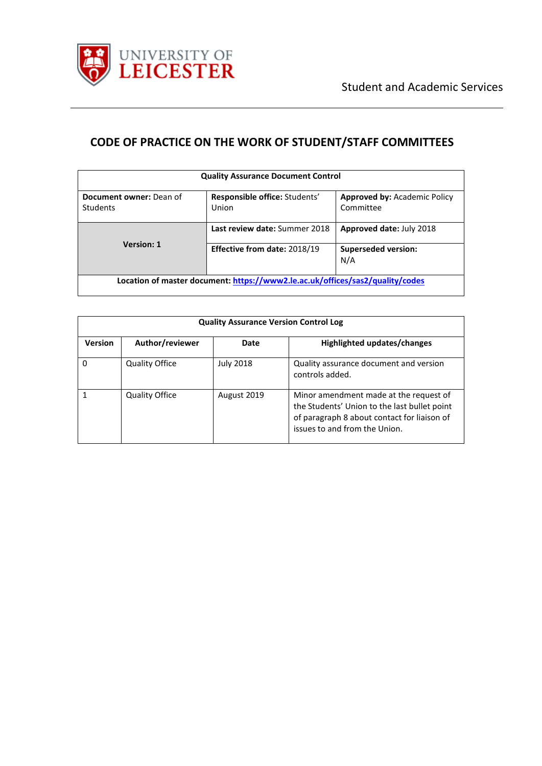Student and Academic Services

# CODE OF PRACTICE ON THE WORK OF STUDENT/STAFF COMMITTEES

| Quality Assurance Document Control | | |
|---|---|---|
| **Document owner:** Dean of Students | **Responsible office:** Students' Union | **Approved by:** Academic Policy Committee |
| **Version: 1** | **Last review date:** Summer 2018 | **Approved date:** July 2018 |
| | **Effective from date:** 2018/19 | **Superseded version:** N/A |
| **Location of master document:** [https://www2.le.ac.uk/offices/sas2/quality/codes](https://www2.le.ac.uk/offices/sas2/quality/codes) | | |

| Quality Assurance Version Control Log | | | |
|---|---|---|---|
| **Version** | **Author/reviewer** | **Date** | **Highlighted updates/changes** |
| 0 | Quality Office | July 2018 | Quality assurance document and version controls added. |
| 1 | Quality Office | August 2019 | Minor amendment made at the request of the Students' Union to the last bullet point of paragraph 8 about contact for liaison of issues to and from the Union. |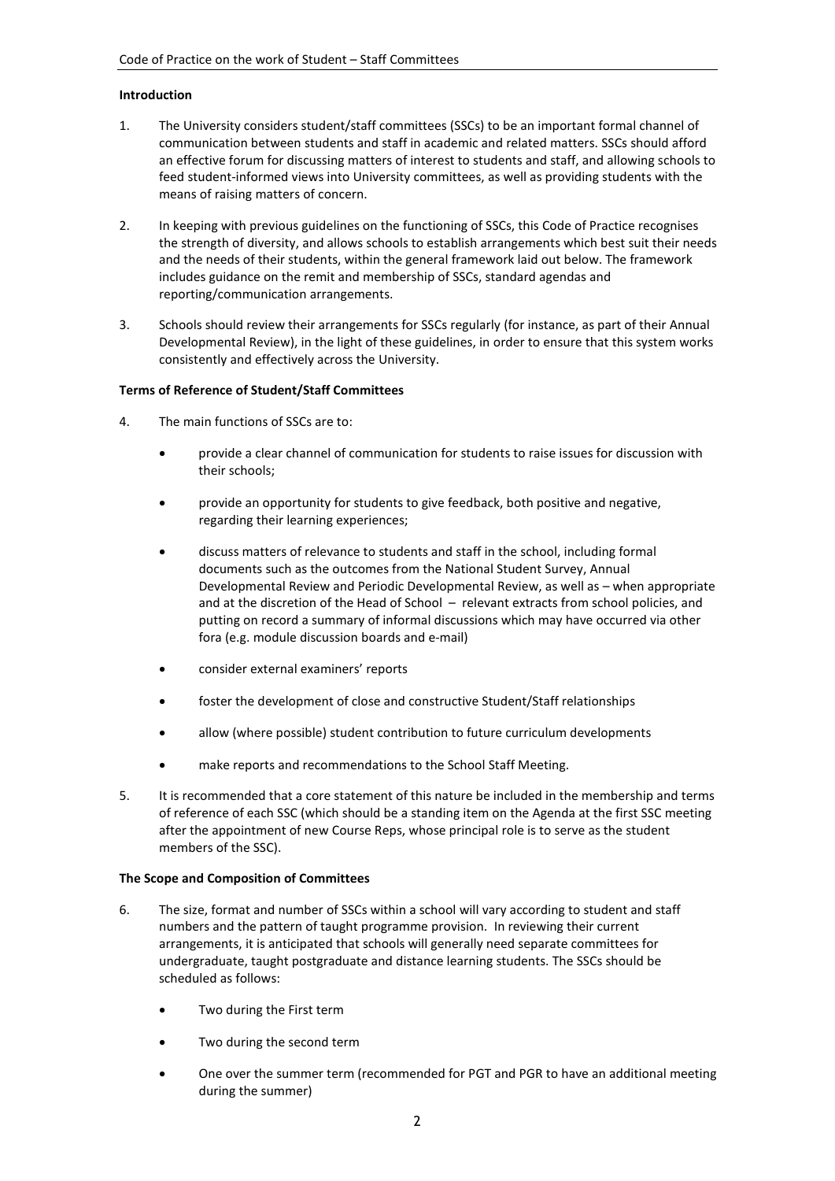**Introduction**

1. The University considers student/staff committees (SSCs) to be an important formal channel of communication between students and staff in academic and related matters. SSCs should afford an effective forum for discussing matters of interest to students and staff, and allowing schools to feed student-informed views into University committees, as well as providing students with the means of raising matters of concern.

2. In keeping with previous guidelines on the functioning of SSCs, this Code of Practice recognises the strength of diversity, and allows schools to establish arrangements which best suit their needs and the needs of their students, within the general framework laid out below. The framework includes guidance on the remit and membership of SSCs, standard agendas and reporting/communication arrangements.

3. Schools should review their arrangements for SSCs regularly (for instance, as part of their Annual Developmental Review), in the light of these guidelines, in order to ensure that this system works consistently and effectively across the University.

**Terms of Reference of Student/Staff Committees**

4. The main functions of SSCs are to:

   - provide a clear channel of communication for students to raise issues for discussion with their schools;
   - provide an opportunity for students to give feedback, both positive and negative, regarding their learning experiences;
   - discuss matters of relevance to students and staff in the school, including formal documents such as the outcomes from the National Student Survey, Annual Developmental Review and Periodic Developmental Review, as well as – when appropriate and at the discretion of the Head of School – relevant extracts from school policies, and putting on record a summary of informal discussions which may have occurred via other fora (e.g. module discussion boards and e-mail)
   - consider external examiners' reports
   - foster the development of close and constructive Student/Staff relationships
   - allow (where possible) student contribution to future curriculum developments
   - make reports and recommendations to the School Staff Meeting.

5. It is recommended that a core statement of this nature be included in the membership and terms of reference of each SSC (which should be a standing item on the Agenda at the first SSC meeting after the appointment of new Course Reps, whose principal role is to serve as the student members of the SSC).

**The Scope and Composition of Committees**

6. The size, format and number of SSCs within a school will vary according to student and staff numbers and the pattern of taught programme provision. In reviewing their current arrangements, it is anticipated that schools will generally need separate committees for undergraduate, taught postgraduate and distance learning students. The SSCs should be scheduled as follows:

   - Two during the First term
   - Two during the second term
   - One over the summer term (recommended for PGT and PGR to have an additional meeting during the summer)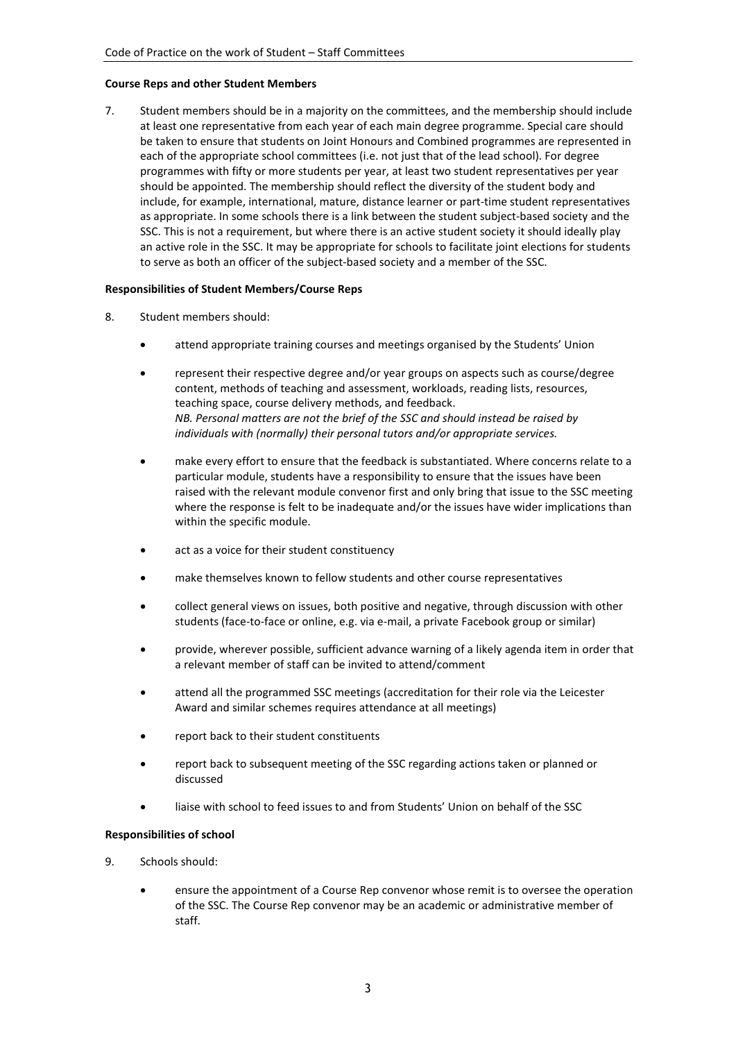**Course Reps and other Student Members**

7. Student members should be in a majority on the committees, and the membership should include at least one representative from each year of each main degree programme. Special care should be taken to ensure that students on Joint Honours and Combined programmes are represented in each of the appropriate school committees (i.e. not just that of the lead school). For degree programmes with fifty or more students per year, at least two student representatives per year should be appointed. The membership should reflect the diversity of the student body and include, for example, international, mature, distance learner or part-time student representatives as appropriate. In some schools there is a link between the student subject-based society and the SSC. This is not a requirement, but where there is an active student society it should ideally play an active role in the SSC. It may be appropriate for schools to facilitate joint elections for students to serve as both an officer of the subject-based society and a member of the SSC.

**Responsibilities of Student Members/Course Reps**

8. Student members should:

- attend appropriate training courses and meetings organised by the Students' Union
- represent their respective degree and/or year groups on aspects such as course/degree content, methods of teaching and assessment, workloads, reading lists, resources, teaching space, course delivery methods, and feedback.
  *NB. Personal matters are not the brief of the SSC and should instead be raised by individuals with (normally) their personal tutors and/or appropriate services.*
- make every effort to ensure that the feedback is substantiated. Where concerns relate to a particular module, students have a responsibility to ensure that the issues have been raised with the relevant module convenor first and only bring that issue to the SSC meeting where the response is felt to be inadequate and/or the issues have wider implications than within the specific module.
- act as a voice for their student constituency
- make themselves known to fellow students and other course representatives
- collect general views on issues, both positive and negative, through discussion with other students (face-to-face or online, e.g. via e-mail, a private Facebook group or similar)
- provide, wherever possible, sufficient advance warning of a likely agenda item in order that a relevant member of staff can be invited to attend/comment
- attend all the programmed SSC meetings (accreditation for their role via the Leicester Award and similar schemes requires attendance at all meetings)
- report back to their student constituents
- report back to subsequent meeting of the SSC regarding actions taken or planned or discussed
- liaise with school to feed issues to and from Students' Union on behalf of the SSC

**Responsibilities of school**

9. Schools should:

- ensure the appointment of a Course Rep convenor whose remit is to oversee the operation of the SSC. The Course Rep convenor may be an academic or administrative member of staff.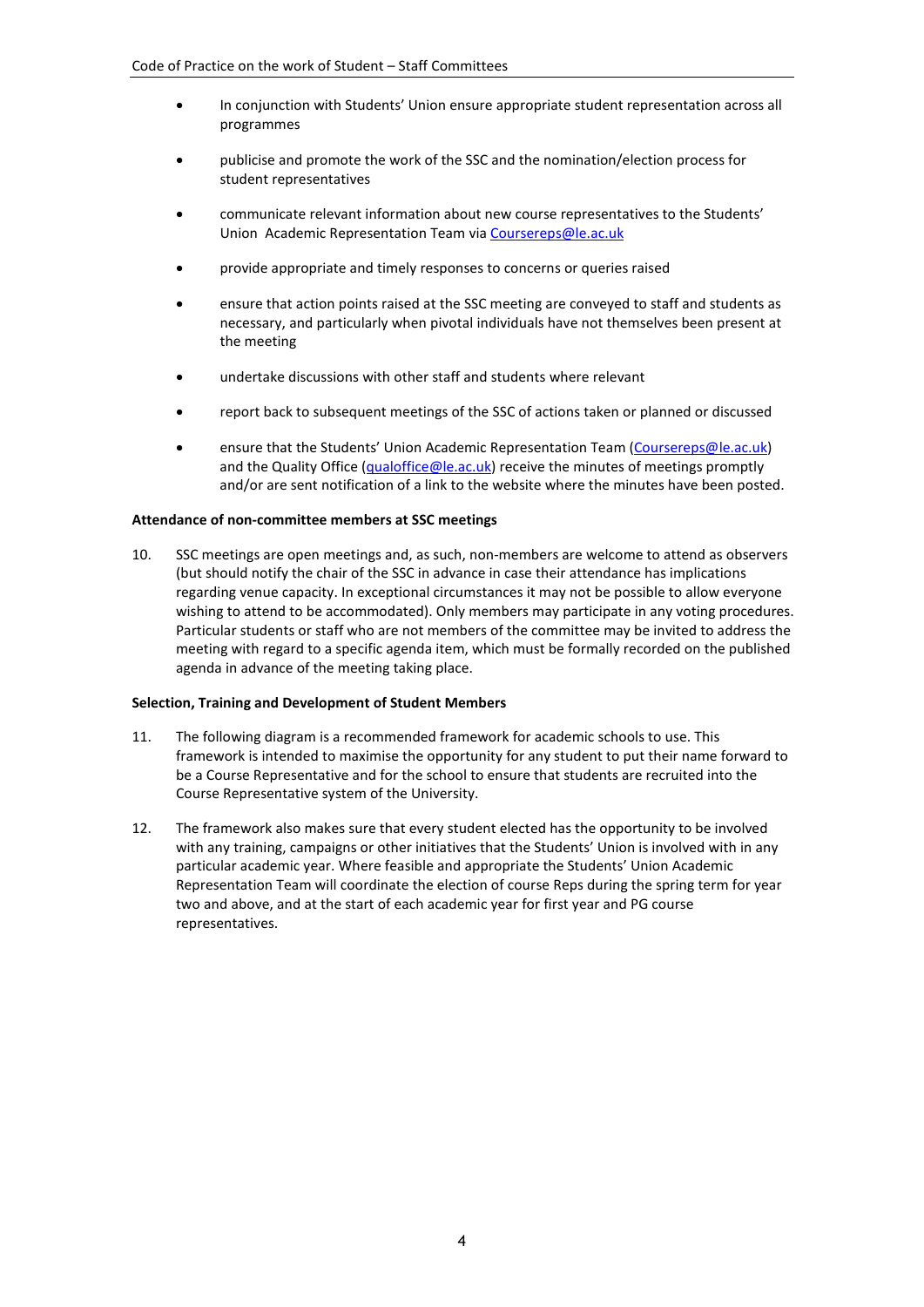- In conjunction with Students' Union ensure appropriate student representation across all programmes
- publicise and promote the work of the SSC and the nomination/election process for student representatives
- communicate relevant information about new course representatives to the Students' Union Academic Representation Team via Coursereps@le.ac.uk
- provide appropriate and timely responses to concerns or queries raised
- ensure that action points raised at the SSC meeting are conveyed to staff and students as necessary, and particularly when pivotal individuals have not themselves been present at the meeting
- undertake discussions with other staff and students where relevant
- report back to subsequent meetings of the SSC of actions taken or planned or discussed
- ensure that the Students' Union Academic Representation Team (Coursereps@le.ac.uk) and the Quality Office (qualoffice@le.ac.uk) receive the minutes of meetings promptly and/or are sent notification of a link to the website where the minutes have been posted.

**Attendance of non-committee members at SSC meetings**

10. SSC meetings are open meetings and, as such, non-members are welcome to attend as observers (but should notify the chair of the SSC in advance in case their attendance has implications regarding venue capacity. In exceptional circumstances it may not be possible to allow everyone wishing to attend to be accommodated). Only members may participate in any voting procedures. Particular students or staff who are not members of the committee may be invited to address the meeting with regard to a specific agenda item, which must be formally recorded on the published agenda in advance of the meeting taking place.

**Selection, Training and Development of Student Members**

11. The following diagram is a recommended framework for academic schools to use. This framework is intended to maximise the opportunity for any student to put their name forward to be a Course Representative and for the school to ensure that students are recruited into the Course Representative system of the University.

12. The framework also makes sure that every student elected has the opportunity to be involved with any training, campaigns or other initiatives that the Students' Union is involved with in any particular academic year. Where feasible and appropriate the Students' Union Academic Representation Team will coordinate the election of course Reps during the spring term for year two and above, and at the start of each academic year for first year and PG course representatives.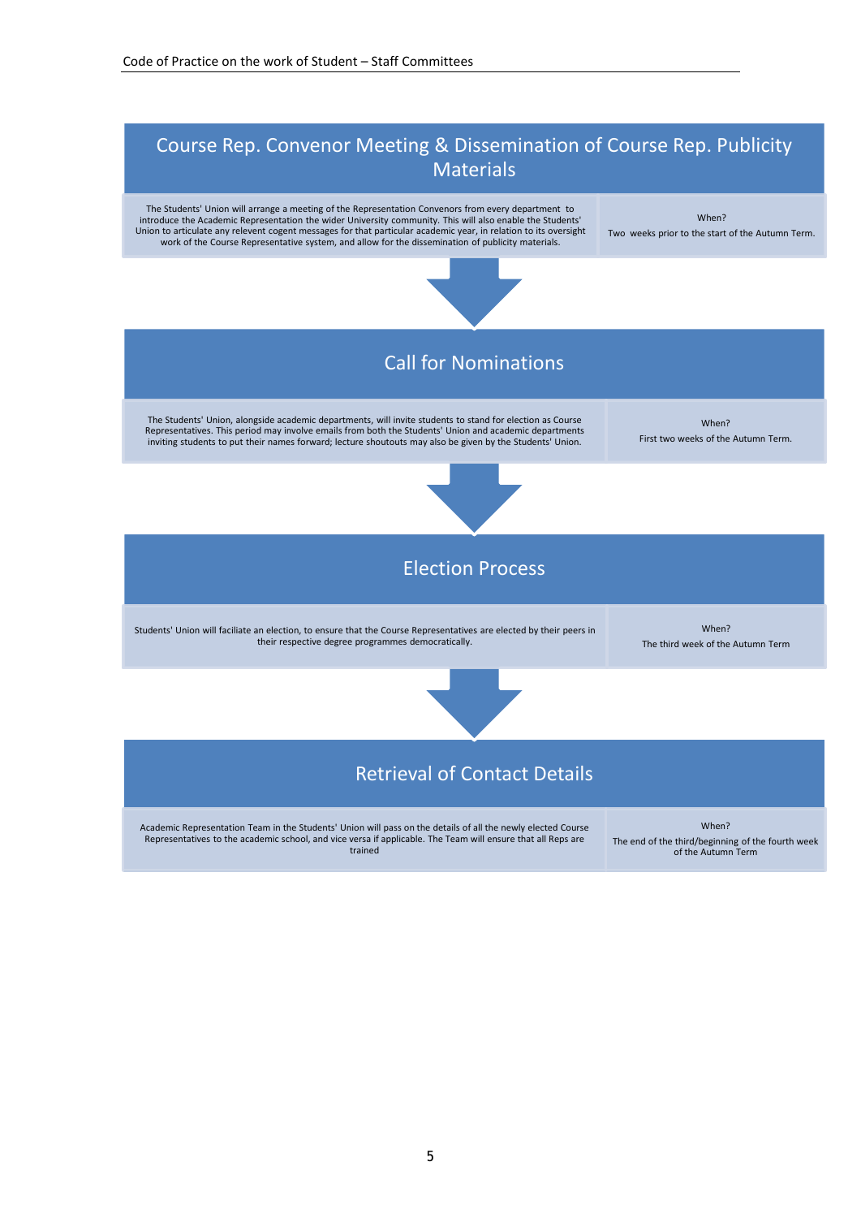## Course Rep. Convenor Meeting & Dissemination of Course Rep. Publicity Materials

The Students' Union will arrange a meeting of the Representation Convenors from every department to introduce the Academic Representation the wider University community. This will also enable the Students' Union to articulate any relevent cogent messages for that particular academic year, in relation to its oversight work of the Course Representative system, and allow for the dissemination of publicity materials.

When?
Two weeks prior to the start of the Autumn Term.

## Call for Nominations

The Students' Union, alongside academic departments, will invite students to stand for election as Course Representatives. This period may involve emails from both the Students' Union and academic departments inviting students to put their names forward; lecture shoutouts may also be given by the Students' Union.

When?
First two weeks of the Autumn Term.

## Election Process

Students' Union will faciliate an election, to ensure that the Course Representatives are elected by their peers in their respective degree programmes democratically.

When?
The third week of the Autumn Term

## Retrieval of Contact Details

Academic Representation Team in the Students' Union will pass on the details of all the newly elected Course Representatives to the academic school, and vice versa if applicable. The Team will ensure that all Reps are trained

When?
The end of the third/beginning of the fourth week of the Autumn Term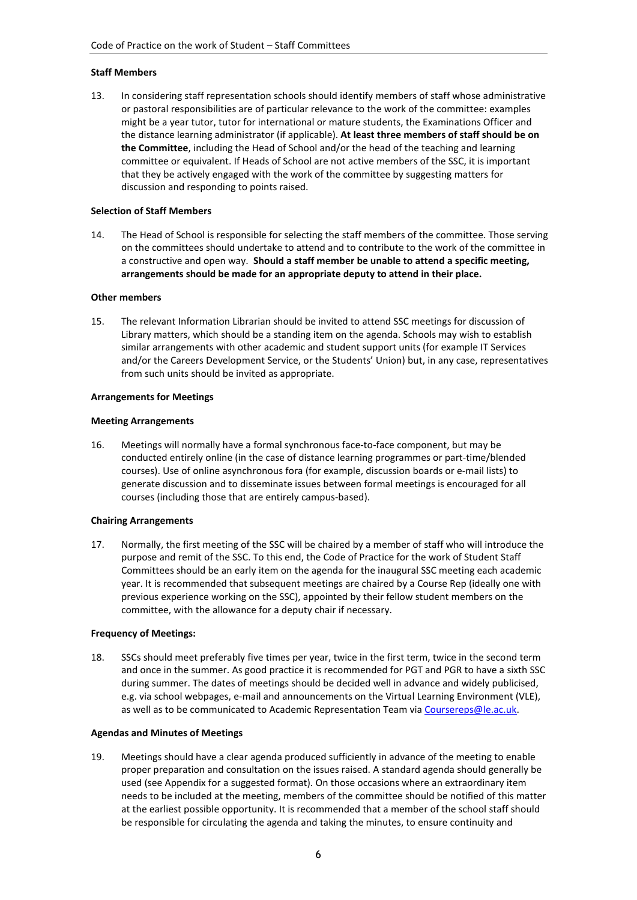**Staff Members**

13. In considering staff representation schools should identify members of staff whose administrative or pastoral responsibilities are of particular relevance to the work of the committee: examples might be a year tutor, tutor for international or mature students, the Examinations Officer and the distance learning administrator (if applicable). **At least three members of staff should be on the Committee**, including the Head of School and/or the head of the teaching and learning committee or equivalent. If Heads of School are not active members of the SSC, it is important that they be actively engaged with the work of the committee by suggesting matters for discussion and responding to points raised.

**Selection of Staff Members**

14. The Head of School is responsible for selecting the staff members of the committee. Those serving on the committees should undertake to attend and to contribute to the work of the committee in a constructive and open way. **Should a staff member be unable to attend a specific meeting, arrangements should be made for an appropriate deputy to attend in their place.**

**Other members**

15. The relevant Information Librarian should be invited to attend SSC meetings for discussion of Library matters, which should be a standing item on the agenda. Schools may wish to establish similar arrangements with other academic and student support units (for example IT Services and/or the Careers Development Service, or the Students' Union) but, in any case, representatives from such units should be invited as appropriate.

**Arrangements for Meetings**

**Meeting Arrangements**

16. Meetings will normally have a formal synchronous face-to-face component, but may be conducted entirely online (in the case of distance learning programmes or part-time/blended courses). Use of online asynchronous fora (for example, discussion boards or e-mail lists) to generate discussion and to disseminate issues between formal meetings is encouraged for all courses (including those that are entirely campus-based).

**Chairing Arrangements**

17. Normally, the first meeting of the SSC will be chaired by a member of staff who will introduce the purpose and remit of the SSC. To this end, the Code of Practice for the work of Student Staff Committees should be an early item on the agenda for the inaugural SSC meeting each academic year. It is recommended that subsequent meetings are chaired by a Course Rep (ideally one with previous experience working on the SSC), appointed by their fellow student members on the committee, with the allowance for a deputy chair if necessary.

**Frequency of Meetings:**

18. SSCs should meet preferably five times per year, twice in the first term, twice in the second term and once in the summer. As good practice it is recommended for PGT and PGR to have a sixth SSC during summer. The dates of meetings should be decided well in advance and widely publicised, e.g. via school webpages, e-mail and announcements on the Virtual Learning Environment (VLE), as well as to be communicated to Academic Representation Team via Coursereps@le.ac.uk.

**Agendas and Minutes of Meetings**

19. Meetings should have a clear agenda produced sufficiently in advance of the meeting to enable proper preparation and consultation on the issues raised. A standard agenda should generally be used (see Appendix for a suggested format). On those occasions where an extraordinary item needs to be included at the meeting, members of the committee should be notified of this matter at the earliest possible opportunity. It is recommended that a member of the school staff should be responsible for circulating the agenda and taking the minutes, to ensure continuity and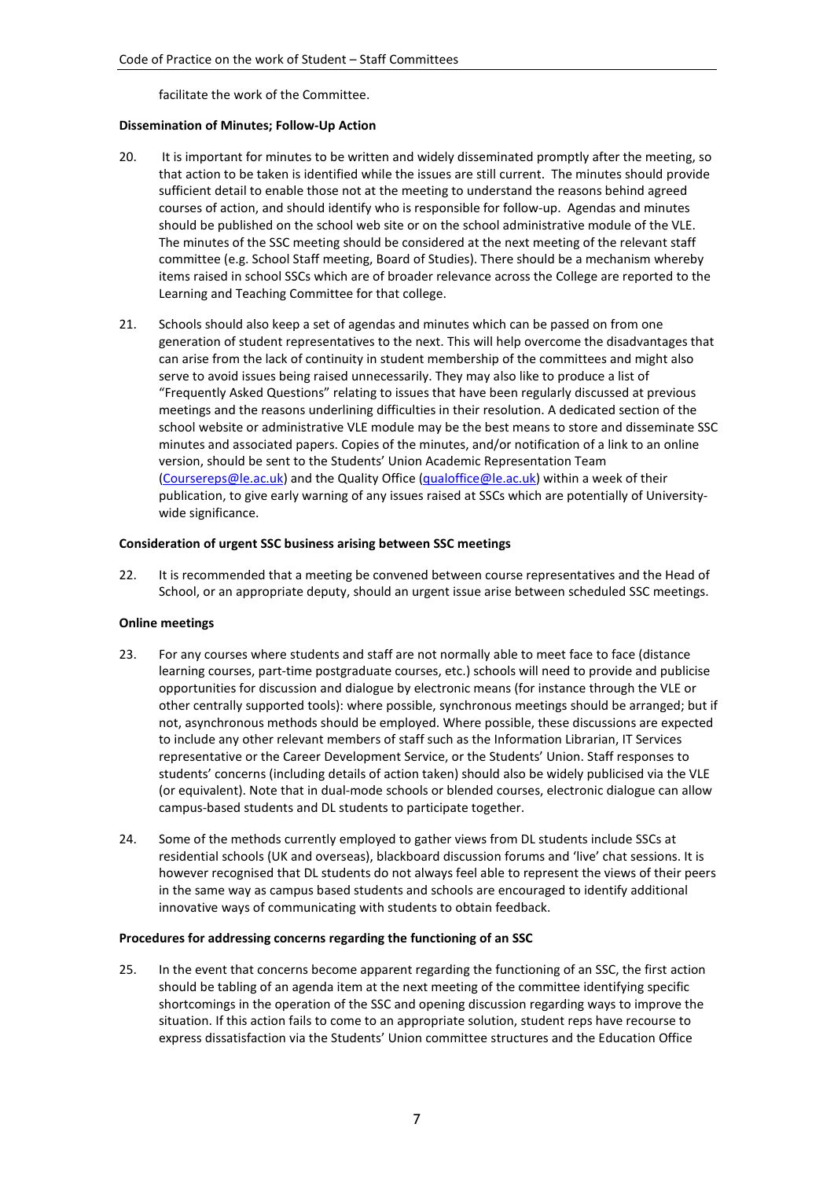facilitate the work of the Committee.

**Dissemination of Minutes; Follow-Up Action**

20. It is important for minutes to be written and widely disseminated promptly after the meeting, so that action to be taken is identified while the issues are still current. The minutes should provide sufficient detail to enable those not at the meeting to understand the reasons behind agreed courses of action, and should identify who is responsible for follow-up. Agendas and minutes should be published on the school web site or on the school administrative module of the VLE. The minutes of the SSC meeting should be considered at the next meeting of the relevant staff committee (e.g. School Staff meeting, Board of Studies). There should be a mechanism whereby items raised in school SSCs which are of broader relevance across the College are reported to the Learning and Teaching Committee for that college.

21. Schools should also keep a set of agendas and minutes which can be passed on from one generation of student representatives to the next. This will help overcome the disadvantages that can arise from the lack of continuity in student membership of the committees and might also serve to avoid issues being raised unnecessarily. They may also like to produce a list of "Frequently Asked Questions" relating to issues that have been regularly discussed at previous meetings and the reasons underlining difficulties in their resolution. A dedicated section of the school website or administrative VLE module may be the best means to store and disseminate SSC minutes and associated papers. Copies of the minutes, and/or notification of a link to an online version, should be sent to the Students' Union Academic Representation Team (Coursereps@le.ac.uk) and the Quality Office (qualoffice@le.ac.uk) within a week of their publication, to give early warning of any issues raised at SSCs which are potentially of University-wide significance.

**Consideration of urgent SSC business arising between SSC meetings**

22. It is recommended that a meeting be convened between course representatives and the Head of School, or an appropriate deputy, should an urgent issue arise between scheduled SSC meetings.

**Online meetings**

23. For any courses where students and staff are not normally able to meet face to face (distance learning courses, part-time postgraduate courses, etc.) schools will need to provide and publicise opportunities for discussion and dialogue by electronic means (for instance through the VLE or other centrally supported tools): where possible, synchronous meetings should be arranged; but if not, asynchronous methods should be employed. Where possible, these discussions are expected to include any other relevant members of staff such as the Information Librarian, IT Services representative or the Career Development Service, or the Students' Union. Staff responses to students' concerns (including details of action taken) should also be widely publicised via the VLE (or equivalent). Note that in dual-mode schools or blended courses, electronic dialogue can allow campus-based students and DL students to participate together.

24. Some of the methods currently employed to gather views from DL students include SSCs at residential schools (UK and overseas), blackboard discussion forums and 'live' chat sessions. It is however recognised that DL students do not always feel able to represent the views of their peers in the same way as campus based students and schools are encouraged to identify additional innovative ways of communicating with students to obtain feedback.

**Procedures for addressing concerns regarding the functioning of an SSC**

25. In the event that concerns become apparent regarding the functioning of an SSC, the first action should be tabling of an agenda item at the next meeting of the committee identifying specific shortcomings in the operation of the SSC and opening discussion regarding ways to improve the situation. If this action fails to come to an appropriate solution, student reps have recourse to express dissatisfaction via the Students' Union committee structures and the Education Office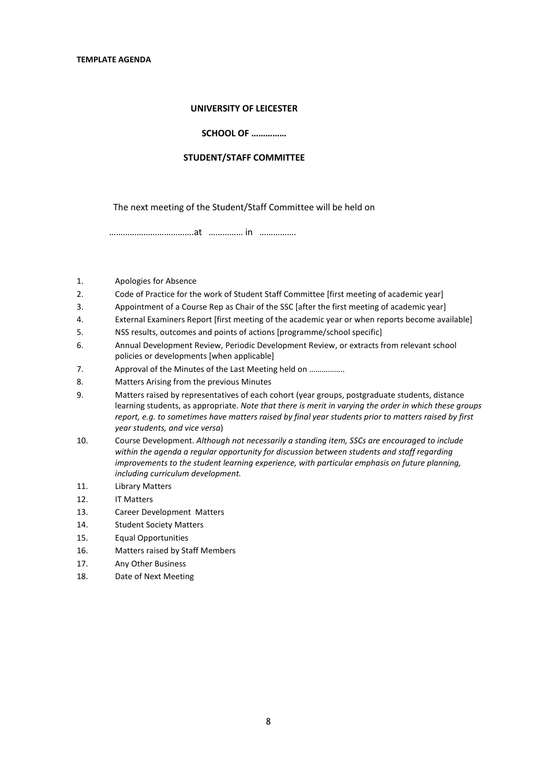**TEMPLATE AGENDA**

**UNIVERSITY OF LEICESTER**

**SCHOOL OF ……………**

**STUDENT/STAFF COMMITTEE**

The next meeting of the Student/Staff Committee will be held on

……………………………….at …………… in …………….

1. Apologies for Absence
2. Code of Practice for the work of Student Staff Committee [first meeting of academic year]
3. Appointment of a Course Rep as Chair of the SSC [after the first meeting of academic year]
4. External Examiners Report [first meeting of the academic year or when reports become available]
5. NSS results, outcomes and points of actions [programme/school specific]
6. Annual Development Review, Periodic Development Review, or extracts from relevant school policies or developments [when applicable]
7. Approval of the Minutes of the Last Meeting held on ……………..
8. Matters Arising from the previous Minutes
9. Matters raised by representatives of each cohort (year groups, postgraduate students, distance learning students, as appropriate. *Note that there is merit in varying the order in which these groups report, e.g. to sometimes have matters raised by final year students prior to matters raised by first year students, and vice versa*)
10. Course Development. *Although not necessarily a standing item, SSCs are encouraged to include within the agenda a regular opportunity for discussion between students and staff regarding improvements to the student learning experience, with particular emphasis on future planning, including curriculum development.*
11. Library Matters
12. IT Matters
13. Career Development Matters
14. Student Society Matters
15. Equal Opportunities
16. Matters raised by Staff Members
17. Any Other Business
18. Date of Next Meeting